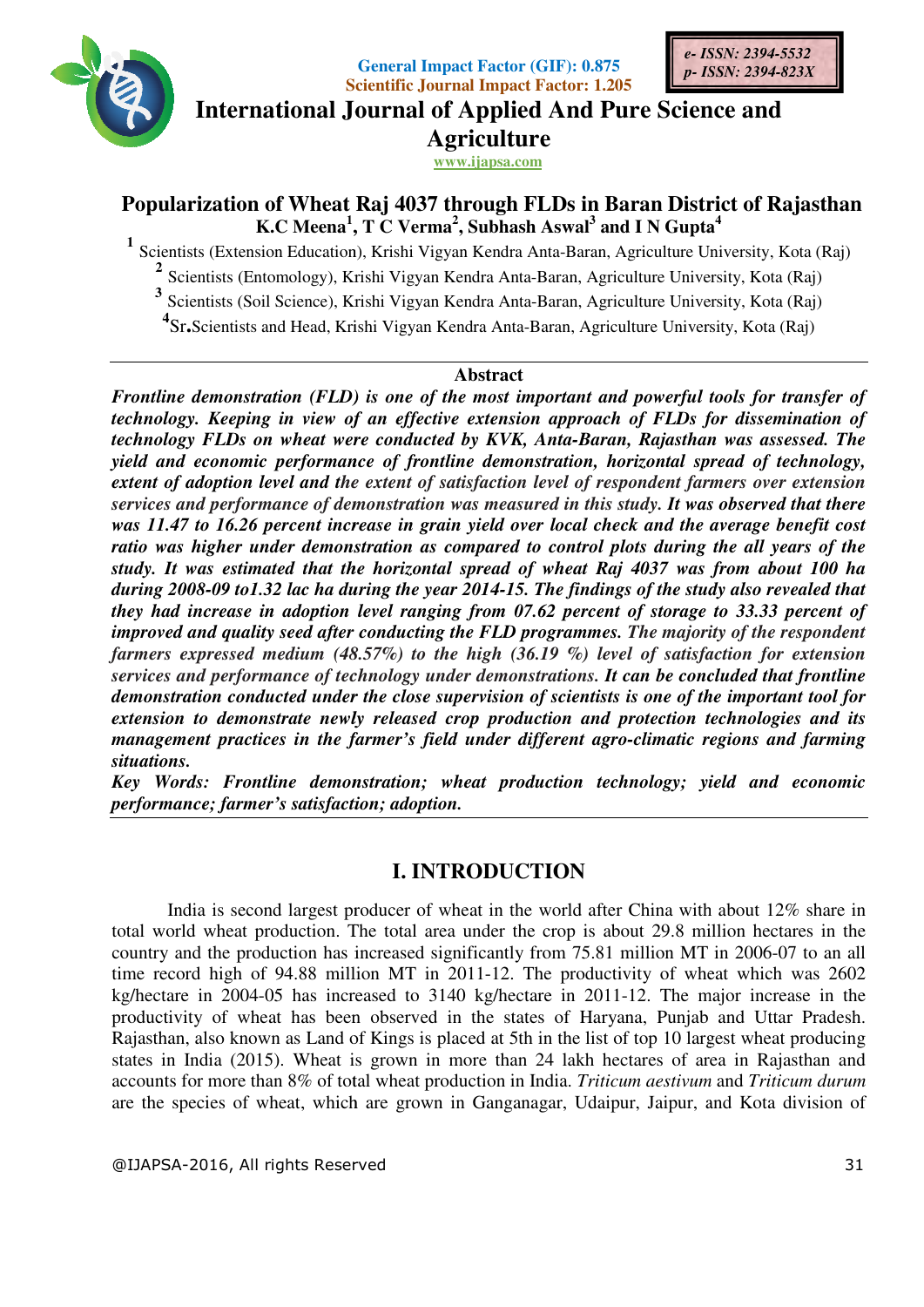General Impact Factor (GIF): 0.875
Scientific Journal Impact Factor: 1.205

e- ISSN: 2394-5532
p- ISSN: 2394-823X

# International Journal of Applied And Pure Science and Agriculture

www.ijapsa.com

## Popularization of Wheat Raj 4037 through FLDs in Baran District of Rajasthan

**K.C Meena[1], T C Verma[2], Subhash Aswal[3] and I N Gupta[4]**

[1] Scientists (Extension Education), Krishi Vigyan Kendra Anta-Baran, Agriculture University, Kota (Raj)

[2] Scientists (Entomology), Krishi Vigyan Kendra Anta-Baran, Agriculture University, Kota (Raj)

[3] Scientists (Soil Science), Krishi Vigyan Kendra Anta-Baran, Agriculture University, Kota (Raj)

[4] Sr.Scientists and Head, Krishi Vigyan Kendra Anta-Baran, Agriculture University, Kota (Raj)

### Abstract

***Frontline demonstration (FLD) is one of the most important and powerful tools for transfer of technology. Keeping in view of an effective extension approach of FLDs for dissemination of technology FLDs on wheat were conducted by KVK, Anta-Baran, Rajasthan was assessed. The yield and economic performance of frontline demonstration, horizontal spread of technology, extent of adoption level and the extent of satisfaction level of respondent farmers over extension services and performance of demonstration was measured in this study. It was observed that there was 11.47 to 16.26 percent increase in grain yield over local check and the average benefit cost ratio was higher under demonstration as compared to control plots during the all years of the study. It was estimated that the horizontal spread of wheat Raj 4037 was from about 100 ha during 2008-09 to1.32 lac ha during the year 2014-15. The findings of the study also revealed that they had increase in adoption level ranging from 07.62 percent of storage to 33.33 percent of improved and quality seed after conducting the FLD programmes. The majority of the respondent farmers expressed medium (48.57%) to the high (36.19 %) level of satisfaction for extension services and performance of technology under demonstrations. It can be concluded that frontline demonstration conducted under the close supervision of scientists is one of the important tool for extension to demonstrate newly released crop production and protection technologies and its management practices in the farmer's field under different agro-climatic regions and farming situations.***

***Key Words: Frontline demonstration; wheat production technology; yield and economic performance; farmer's satisfaction; adoption.***

## I. INTRODUCTION

India is second largest producer of wheat in the world after China with about 12% share in total world wheat production. The total area under the crop is about 29.8 million hectares in the country and the production has increased significantly from 75.81 million MT in 2006-07 to an all time record high of 94.88 million MT in 2011-12. The productivity of wheat which was 2602 kg/hectare in 2004-05 has increased to 3140 kg/hectare in 2011-12. The major increase in the productivity of wheat has been observed in the states of Haryana, Punjab and Uttar Pradesh. Rajasthan, also known as Land of Kings is placed at 5th in the list of top 10 largest wheat producing states in India (2015). Wheat is grown in more than 24 lakh hectares of area in Rajasthan and accounts for more than 8% of total wheat production in India. *Triticum aestivum* and *Triticum durum* are the species of wheat, which are grown in Ganganagar, Udaipur, Jaipur, and Kota division of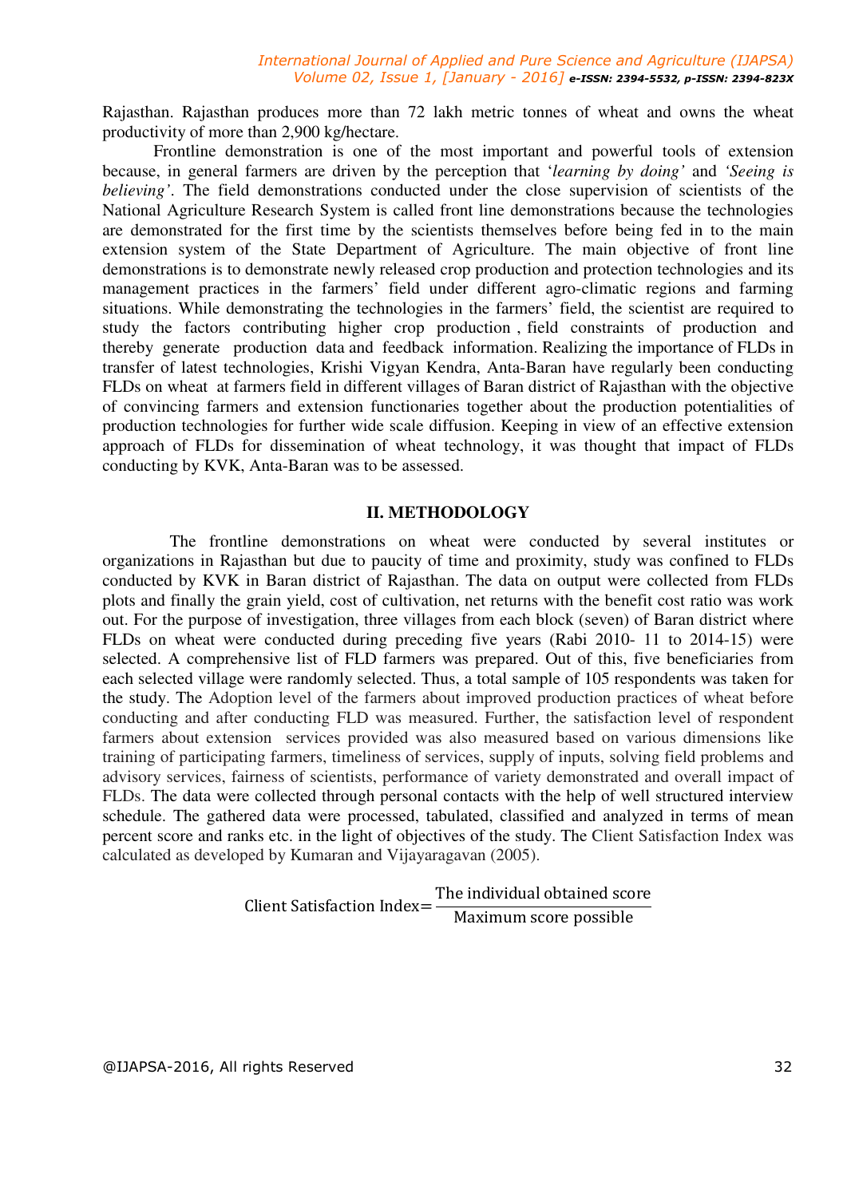Rajasthan. Rajasthan produces more than 72 lakh metric tonnes of wheat and owns the wheat productivity of more than 2,900 kg/hectare.

Frontline demonstration is one of the most important and powerful tools of extension because, in general farmers are driven by the perception that '*learning by doing'* and *'Seeing is believing'*. The field demonstrations conducted under the close supervision of scientists of the National Agriculture Research System is called front line demonstrations because the technologies are demonstrated for the first time by the scientists themselves before being fed in to the main extension system of the State Department of Agriculture. The main objective of front line demonstrations is to demonstrate newly released crop production and protection technologies and its management practices in the farmers' field under different agro-climatic regions and farming situations. While demonstrating the technologies in the farmers' field, the scientist are required to study the factors contributing higher crop production , field constraints of production and thereby generate production data and feedback information. Realizing the importance of FLDs in transfer of latest technologies, Krishi Vigyan Kendra, Anta-Baran have regularly been conducting FLDs on wheat at farmers field in different villages of Baran district of Rajasthan with the objective of convincing farmers and extension functionaries together about the production potentialities of production technologies for further wide scale diffusion. Keeping in view of an effective extension approach of FLDs for dissemination of wheat technology, it was thought that impact of FLDs conducting by KVK, Anta-Baran was to be assessed.

## II. METHODOLOGY

The frontline demonstrations on wheat were conducted by several institutes or organizations in Rajasthan but due to paucity of time and proximity, study was confined to FLDs conducted by KVK in Baran district of Rajasthan. The data on output were collected from FLDs plots and finally the grain yield, cost of cultivation, net returns with the benefit cost ratio was work out. For the purpose of investigation, three villages from each block (seven) of Baran district where FLDs on wheat were conducted during preceding five years (Rabi 2010- 11 to 2014-15) were selected. A comprehensive list of FLD farmers was prepared. Out of this, five beneficiaries from each selected village were randomly selected. Thus, a total sample of 105 respondents was taken for the study. The Adoption level of the farmers about improved production practices of wheat before conducting and after conducting FLD was measured. Further, the satisfaction level of respondent farmers about extension services provided was also measured based on various dimensions like training of participating farmers, timeliness of services, supply of inputs, solving field problems and advisory services, fairness of scientists, performance of variety demonstrated and overall impact of FLDs. The data were collected through personal contacts with the help of well structured interview schedule. The gathered data were processed, tabulated, classified and analyzed in terms of mean percent score and ranks etc. in the light of objectives of the study. The Client Satisfaction Index was calculated as developed by Kumaran and Vijayaragavan (2005).

$$\text{Client Satisfaction Index} = \frac{\text{The individual obtained score}}{\text{Maximum score possible}}$$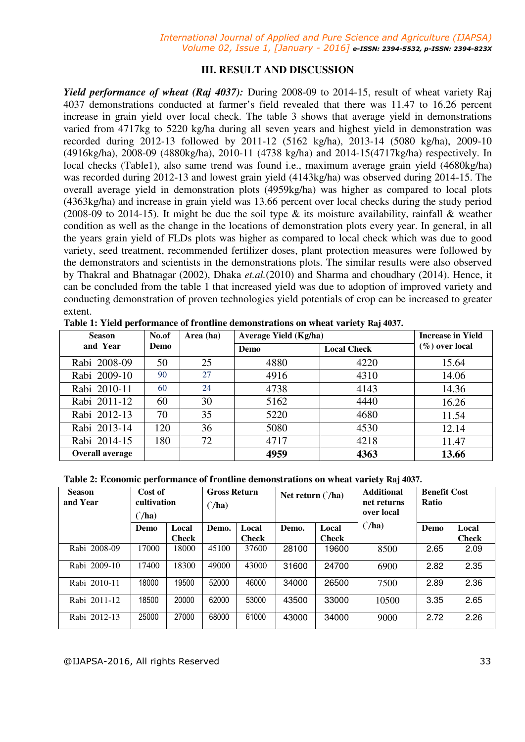## III. RESULT AND DISCUSSION

***Yield performance of wheat (Raj 4037):*** During 2008-09 to 2014-15, result of wheat variety Raj 4037 demonstrations conducted at farmer's field revealed that there was 11.47 to 16.26 percent increase in grain yield over local check. The table 3 shows that average yield in demonstrations varied from 4717kg to 5220 kg/ha during all seven years and highest yield in demonstration was recorded during 2012-13 followed by 2011-12 (5162 kg/ha), 2013-14 (5080 kg/ha), 2009-10 (4916kg/ha), 2008-09 (4880kg/ha), 2010-11 (4738 kg/ha) and 2014-15(4717kg/ha) respectively. In local checks (Table1), also same trend was found i.e., maximum average grain yield (4680kg/ha) was recorded during 2012-13 and lowest grain yield (4143kg/ha) was observed during 2014-15. The overall average yield in demonstration plots (4959kg/ha) was higher as compared to local plots (4363kg/ha) and increase in grain yield was 13.66 percent over local checks during the study period (2008-09 to 2014-15). It might be due the soil type & its moisture availability, rainfall & weather condition as well as the change in the locations of demonstration plots every year. In general, in all the years grain yield of FLDs plots was higher as compared to local check which was due to good variety, seed treatment, recommended fertilizer doses, plant protection measures were followed by the demonstrators and scientists in the demonstrations plots. The similar results were also observed by Thakral and Bhatnagar (2002), Dhaka *et.al.*(2010) and Sharma and choudhary (2014). Hence, it can be concluded from the table 1 that increased yield was due to adoption of improved variety and conducting demonstration of proven technologies yield potentials of crop can be increased to greater extent.

**Table 1: Yield performance of frontline demonstrations on wheat variety Raj 4037.**

| Season and Year | No.of Demo | Area (ha) | Average Yield (Kg/ha) | | Increase in Yield (%) over local |
|---|---|---|---|---|---|
| | | | Demo | Local Check | |
| Rabi 2008-09 | 50 | 25 | 4880 | 4220 | 15.64 |
| Rabi 2009-10 | 90 | 27 | 4916 | 4310 | 14.06 |
| Rabi 2010-11 | 60 | 24 | 4738 | 4143 | 14.36 |
| Rabi 2011-12 | 60 | 30 | 5162 | 4440 | 16.26 |
| Rabi 2012-13 | 70 | 35 | 5220 | 4680 | 11.54 |
| Rabi 2013-14 | 120 | 36 | 5080 | 4530 | 12.14 |
| Rabi 2014-15 | 180 | 72 | 4717 | 4218 | 11.47 |
| **Overall average** | | | **4959** | **4363** | **13.66** |

**Table 2: Economic performance of frontline demonstrations on wheat variety Raj 4037.**

| Season and Year | Cost of cultivation (`/ha) | | Gross Return (`/ha) | | Net return (`/ha) | | Additional net returns over local (`/ha) | Benefit Cost Ratio | |
|---|---|---|---|---|---|---|---|---|---|
| | Demo | Local Check | Demo. | Local Check | Demo. | Local Check | | Demo | Local Check |
| Rabi 2008-09 | 17000 | 18000 | 45100 | 37600 | 28100 | 19600 | 8500 | 2.65 | 2.09 |
| Rabi 2009-10 | 17400 | 18300 | 49000 | 43000 | 31600 | 24700 | 6900 | 2.82 | 2.35 |
| Rabi 2010-11 | 18000 | 19500 | 52000 | 46000 | 34000 | 26500 | 7500 | 2.89 | 2.36 |
| Rabi 2011-12 | 18500 | 20000 | 62000 | 53000 | 43500 | 33000 | 10500 | 3.35 | 2.65 |
| Rabi 2012-13 | 25000 | 27000 | 68000 | 61000 | 43000 | 34000 | 9000 | 2.72 | 2.26 |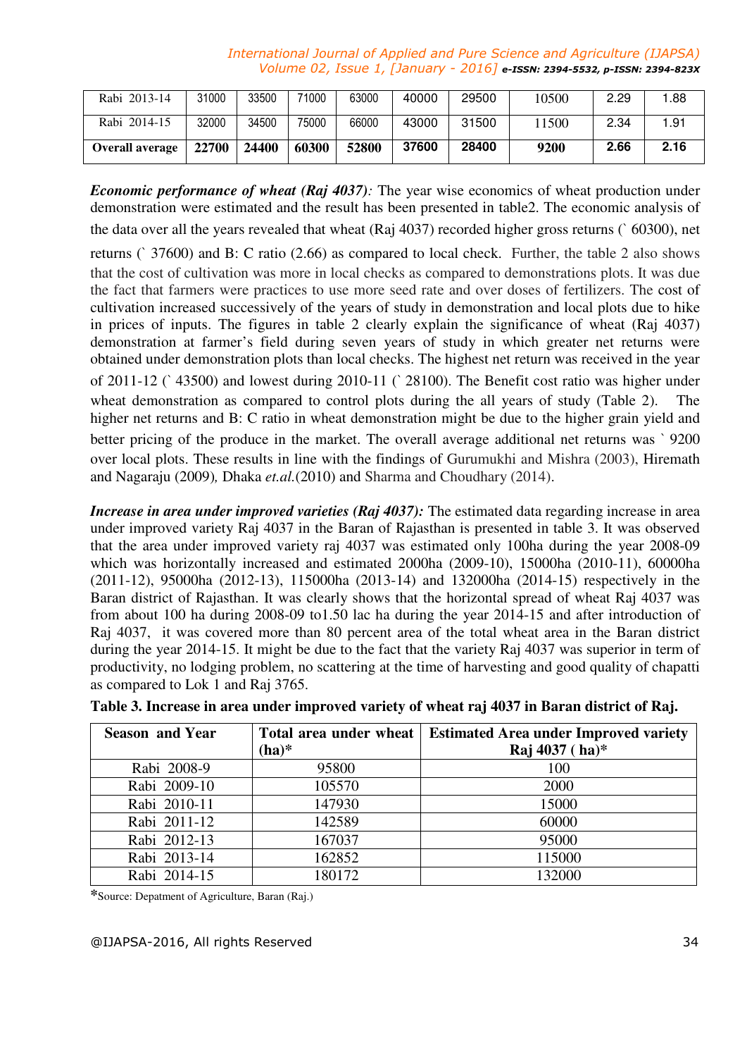| Rabi 2013-14 | 31000 | 33500 | 71000 | 63000 | 40000 | 29500 | 10500 | 2.29 | 1.88 |
|---|---|---|---|---|---|---|---|---|---|
| Rabi 2014-15 | 32000 | 34500 | 75000 | 66000 | 43000 | 31500 | 11500 | 2.34 | 1.91 |
| **Overall average** | **22700** | **24400** | **60300** | **52800** | **37600** | **28400** | **9200** | **2.66** | **2.16** |

***Economic performance of wheat (Raj 4037)**:* The year wise economics of wheat production under demonstration were estimated and the result has been presented in table2. The economic analysis of the data over all the years revealed that wheat (Raj 4037) recorded higher gross returns (` 60300), net returns (` 37600) and B: C ratio (2.66) as compared to local check. Further, the table 2 also shows that the cost of cultivation was more in local checks as compared to demonstrations plots. It was due the fact that farmers were practices to use more seed rate and over doses of fertilizers. The cost of cultivation increased successively of the years of study in demonstration and local plots due to hike in prices of inputs. The figures in table 2 clearly explain the significance of wheat (Raj 4037) demonstration at farmer's field during seven years of study in which greater net returns were obtained under demonstration plots than local checks. The highest net return was received in the year of 2011-12 (` 43500) and lowest during 2010-11 (` 28100). The Benefit cost ratio was higher under wheat demonstration as compared to control plots during the all years of study (Table 2). The higher net returns and B: C ratio in wheat demonstration might be due to the higher grain yield and better pricing of the produce in the market. The overall average additional net returns was ` 9200 over local plots. These results in line with the findings of Gurumukhi and Mishra (2003), Hiremath and Nagaraju (2009)*,* Dhaka *et.al.*(2010) and Sharma and Choudhary (2014).

***Increase in area under improved varieties (Raj 4037):*** The estimated data regarding increase in area under improved variety Raj 4037 in the Baran of Rajasthan is presented in table 3. It was observed that the area under improved variety raj 4037 was estimated only 100ha during the year 2008-09 which was horizontally increased and estimated 2000ha (2009-10), 15000ha (2010-11), 60000ha (2011-12), 95000ha (2012-13), 115000ha (2013-14) and 132000ha (2014-15) respectively in the Baran district of Rajasthan. It was clearly shows that the horizontal spread of wheat Raj 4037 was from about 100 ha during 2008-09 to1.50 lac ha during the year 2014-15 and after introduction of Raj 4037, it was covered more than 80 percent area of the total wheat area in the Baran district during the year 2014-15. It might be due to the fact that the variety Raj 4037 was superior in term of productivity, no lodging problem, no scattering at the time of harvesting and good quality of chapatti as compared to Lok 1 and Raj 3765.

**Table 3. Increase in area under improved variety of wheat raj 4037 in Baran district of Raj.**

| Season and Year | Total area under wheat (ha)* | Estimated Area under Improved variety Raj 4037 ( ha)* |
|---|---|---|
| Rabi 2008-9 | 95800 | 100 |
| Rabi 2009-10 | 105570 | 2000 |
| Rabi 2010-11 | 147930 | 15000 |
| Rabi 2011-12 | 142589 | 60000 |
| Rabi 2012-13 | 167037 | 95000 |
| Rabi 2013-14 | 162852 | 115000 |
| Rabi 2014-15 | 180172 | 132000 |

*Source: Depatment of Agriculture, Baran (Raj.)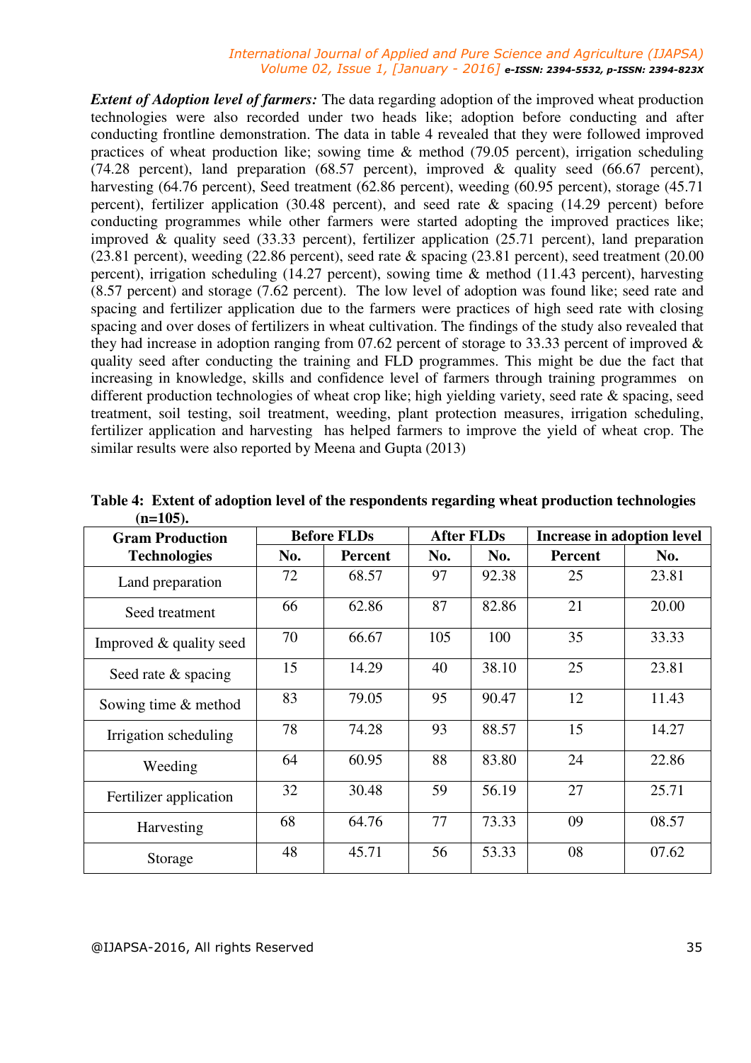***Extent of Adoption level of farmers:*** The data regarding adoption of the improved wheat production technologies were also recorded under two heads like; adoption before conducting and after conducting frontline demonstration. The data in table 4 revealed that they were followed improved practices of wheat production like; sowing time & method (79.05 percent), irrigation scheduling (74.28 percent), land preparation (68.57 percent), improved & quality seed (66.67 percent), harvesting (64.76 percent), Seed treatment (62.86 percent), weeding (60.95 percent), storage (45.71 percent), fertilizer application (30.48 percent), and seed rate & spacing (14.29 percent) before conducting programmes while other farmers were started adopting the improved practices like; improved & quality seed (33.33 percent), fertilizer application (25.71 percent), land preparation (23.81 percent), weeding (22.86 percent), seed rate & spacing (23.81 percent), seed treatment (20.00 percent), irrigation scheduling (14.27 percent), sowing time & method (11.43 percent), harvesting (8.57 percent) and storage (7.62 percent). The low level of adoption was found like; seed rate and spacing and fertilizer application due to the farmers were practices of high seed rate with closing spacing and over doses of fertilizers in wheat cultivation. The findings of the study also revealed that they had increase in adoption ranging from 07.62 percent of storage to 33.33 percent of improved & quality seed after conducting the training and FLD programmes. This might be due the fact that increasing in knowledge, skills and confidence level of farmers through training programmes on different production technologies of wheat crop like; high yielding variety, seed rate & spacing, seed treatment, soil testing, soil treatment, weeding, plant protection measures, irrigation scheduling, fertilizer application and harvesting has helped farmers to improve the yield of wheat crop. The similar results were also reported by Meena and Gupta (2013)

**Table 4: Extent of adoption level of the respondents regarding wheat production technologies (n=105).**

| Gram Production Technologies | Before FLDs | | After FLDs | | Increase in adoption level | |
|---|---|---|---|---|---|---|
| | No. | Percent | No. | No. | Percent | No. |
| Land preparation | 72 | 68.57 | 97 | 92.38 | 25 | 23.81 |
| Seed treatment | 66 | 62.86 | 87 | 82.86 | 21 | 20.00 |
| Improved & quality seed | 70 | 66.67 | 105 | 100 | 35 | 33.33 |
| Seed rate & spacing | 15 | 14.29 | 40 | 38.10 | 25 | 23.81 |
| Sowing time & method | 83 | 79.05 | 95 | 90.47 | 12 | 11.43 |
| Irrigation scheduling | 78 | 74.28 | 93 | 88.57 | 15 | 14.27 |
| Weeding | 64 | 60.95 | 88 | 83.80 | 24 | 22.86 |
| Fertilizer application | 32 | 30.48 | 59 | 56.19 | 27 | 25.71 |
| Harvesting | 68 | 64.76 | 77 | 73.33 | 09 | 08.57 |
| Storage | 48 | 45.71 | 56 | 53.33 | 08 | 07.62 |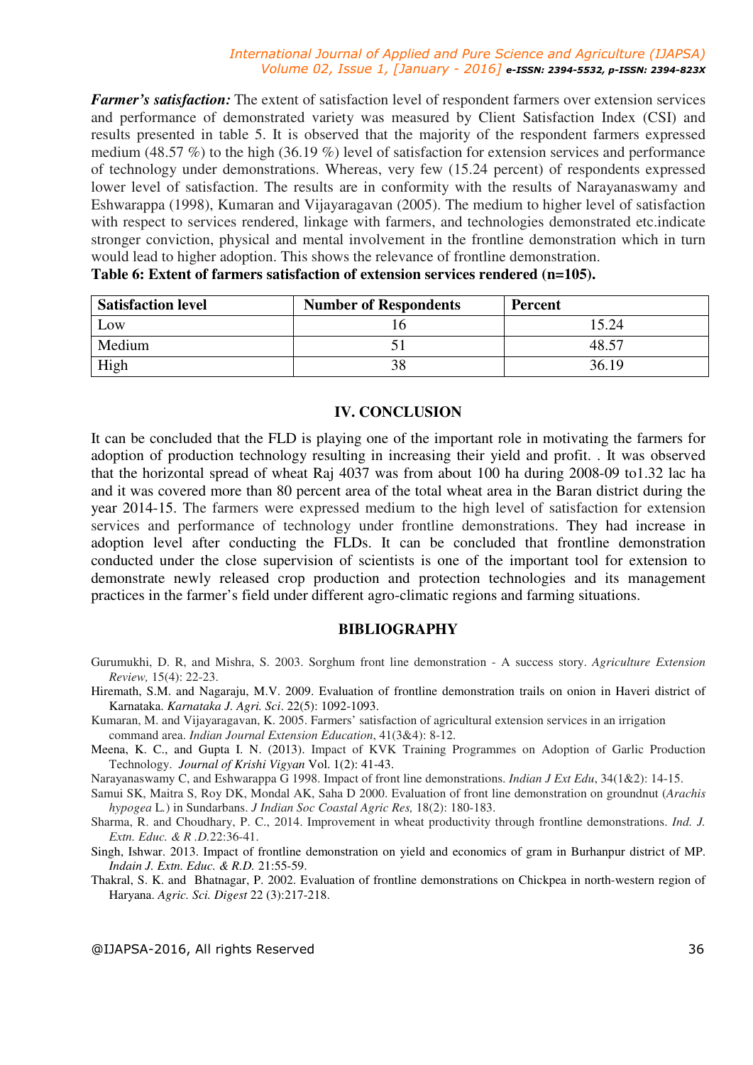***Farmer's satisfaction:*** The extent of satisfaction level of respondent farmers over extension services and performance of demonstrated variety was measured by Client Satisfaction Index (CSI) and results presented in table 5. It is observed that the majority of the respondent farmers expressed medium (48.57 %) to the high (36.19 %) level of satisfaction for extension services and performance of technology under demonstrations. Whereas, very few (15.24 percent) of respondents expressed lower level of satisfaction. The results are in conformity with the results of Narayanaswamy and Eshwarappa (1998), Kumaran and Vijayaragavan (2005). The medium to higher level of satisfaction with respect to services rendered, linkage with farmers, and technologies demonstrated etc.indicate stronger conviction, physical and mental involvement in the frontline demonstration which in turn would lead to higher adoption. This shows the relevance of frontline demonstration.

**Table 6: Extent of farmers satisfaction of extension services rendered (n=105).**

| Satisfaction level | Number of Respondents | Percent |
|---|---|---|
| Low | 16 | 15.24 |
| Medium | 51 | 48.57 |
| High | 38 | 36.19 |

## IV. CONCLUSION

It can be concluded that the FLD is playing one of the important role in motivating the farmers for adoption of production technology resulting in increasing their yield and profit. . It was observed that the horizontal spread of wheat Raj 4037 was from about 100 ha during 2008-09 to1.32 lac ha and it was covered more than 80 percent area of the total wheat area in the Baran district during the year 2014-15. The farmers were expressed medium to the high level of satisfaction for extension services and performance of technology under frontline demonstrations. They had increase in adoption level after conducting the FLDs. It can be concluded that frontline demonstration conducted under the close supervision of scientists is one of the important tool for extension to demonstrate newly released crop production and protection technologies and its management practices in the farmer's field under different agro-climatic regions and farming situations.

## BIBLIOGRAPHY

Gurumukhi, D. R, and Mishra, S. 2003. Sorghum front line demonstration - A success story. *Agriculture Extension Review,* 15(4): 22-23.

Hiremath, S.M. and Nagaraju, M.V. 2009. Evaluation of frontline demonstration trails on onion in Haveri district of Karnataka. *Karnataka J. Agri. Sci*. 22(5): 1092-1093.

Kumaran, M. and Vijayaragavan, K. 2005. Farmers' satisfaction of agricultural extension services in an irrigation command area. *Indian Journal Extension Education*, 41(3&4): 8-12.

Meena, K. C., and Gupta I. N. (2013). Impact of KVK Training Programmes on Adoption of Garlic Production Technology. *Journal of Krishi Vigyan* Vol. 1(2): 41-43.

Narayanaswamy C, and Eshwarappa G 1998. Impact of front line demonstrations. *Indian J Ext Edu*, 34(1&2): 14-15.

Samui SK, Maitra S, Roy DK, Mondal AK, Saha D 2000. Evaluation of front line demonstration on groundnut (*Arachis hypogea* L.) in Sundarbans. *J Indian Soc Coastal Agric Res,* 18(2): 180-183.

Sharma, R. and Choudhary, P. C., 2014. Improvement in wheat productivity through frontline demonstrations. *Ind. J. Extn. Educ. & R .D.*22:36-41.

Singh, Ishwar. 2013. Impact of frontline demonstration on yield and economics of gram in Burhanpur district of MP. *Indain J. Extn. Educ. & R.D.* 21:55-59.

Thakral, S. K. and Bhatnagar, P. 2002. Evaluation of frontline demonstrations on Chickpea in north-western region of Haryana. *Agric. Sci. Digest* 22 (3):217-218.